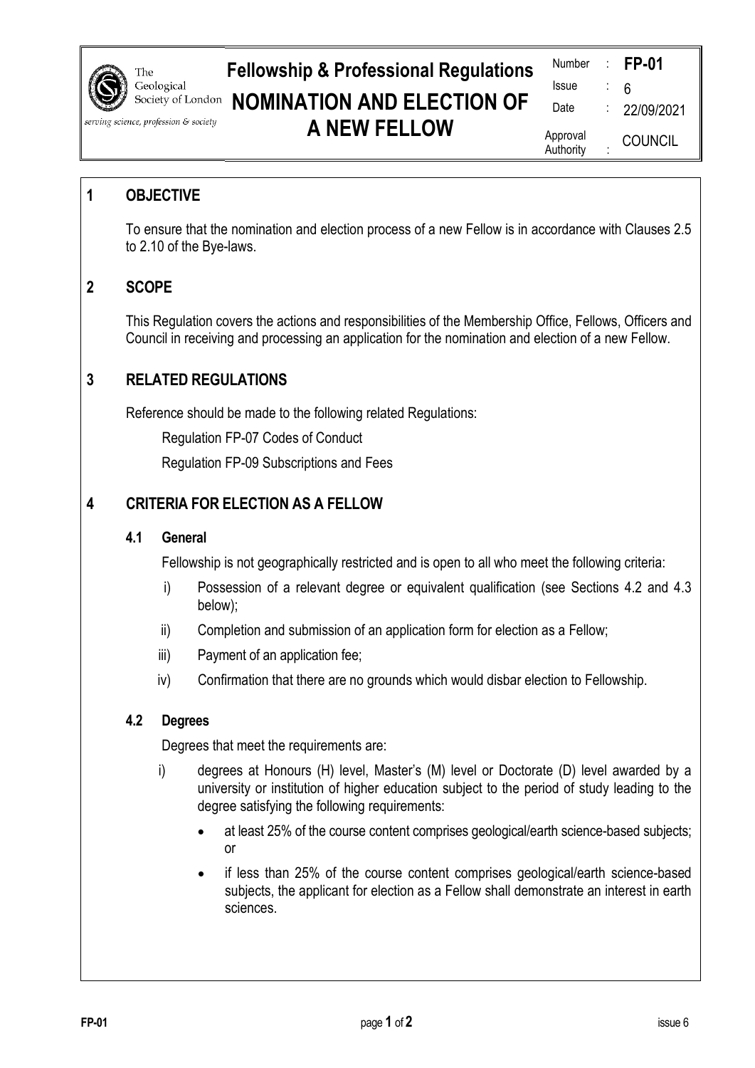# Fellowship & Professional Regulations

# NOMINATION AND ELECTION OF A NEW FELLOW

| | | |
|---|---|---|
| Number | : | **FP-01** |
| Issue | : | 6 |
| Date | : | 22/09/2021 |
| Approval Authority | : | COUNCIL |

## 1 OBJECTIVE

To ensure that the nomination and election process of a new Fellow is in accordance with Clauses 2.5 to 2.10 of the Bye-laws.

## 2 SCOPE

This Regulation covers the actions and responsibilities of the Membership Office, Fellows, Officers and Council in receiving and processing an application for the nomination and election of a new Fellow.

## 3 RELATED REGULATIONS

Reference should be made to the following related Regulations:

Regulation FP-07 Codes of Conduct

Regulation FP-09 Subscriptions and Fees

## 4 CRITERIA FOR ELECTION AS A FELLOW

### 4.1 General

Fellowship is not geographically restricted and is open to all who meet the following criteria:

i) Possession of a relevant degree or equivalent qualification (see Sections 4.2 and 4.3 below);

ii) Completion and submission of an application form for election as a Fellow;

iii) Payment of an application fee;

iv) Confirmation that there are no grounds which would disbar election to Fellowship.

### 4.2 Degrees

Degrees that meet the requirements are:

i) degrees at Honours (H) level, Master's (M) level or Doctorate (D) level awarded by a university or institution of higher education subject to the period of study leading to the degree satisfying the following requirements:

- at least 25% of the course content comprises geological/earth science-based subjects; or
- if less than 25% of the course content comprises geological/earth science-based subjects, the applicant for election as a Fellow shall demonstrate an interest in earth sciences.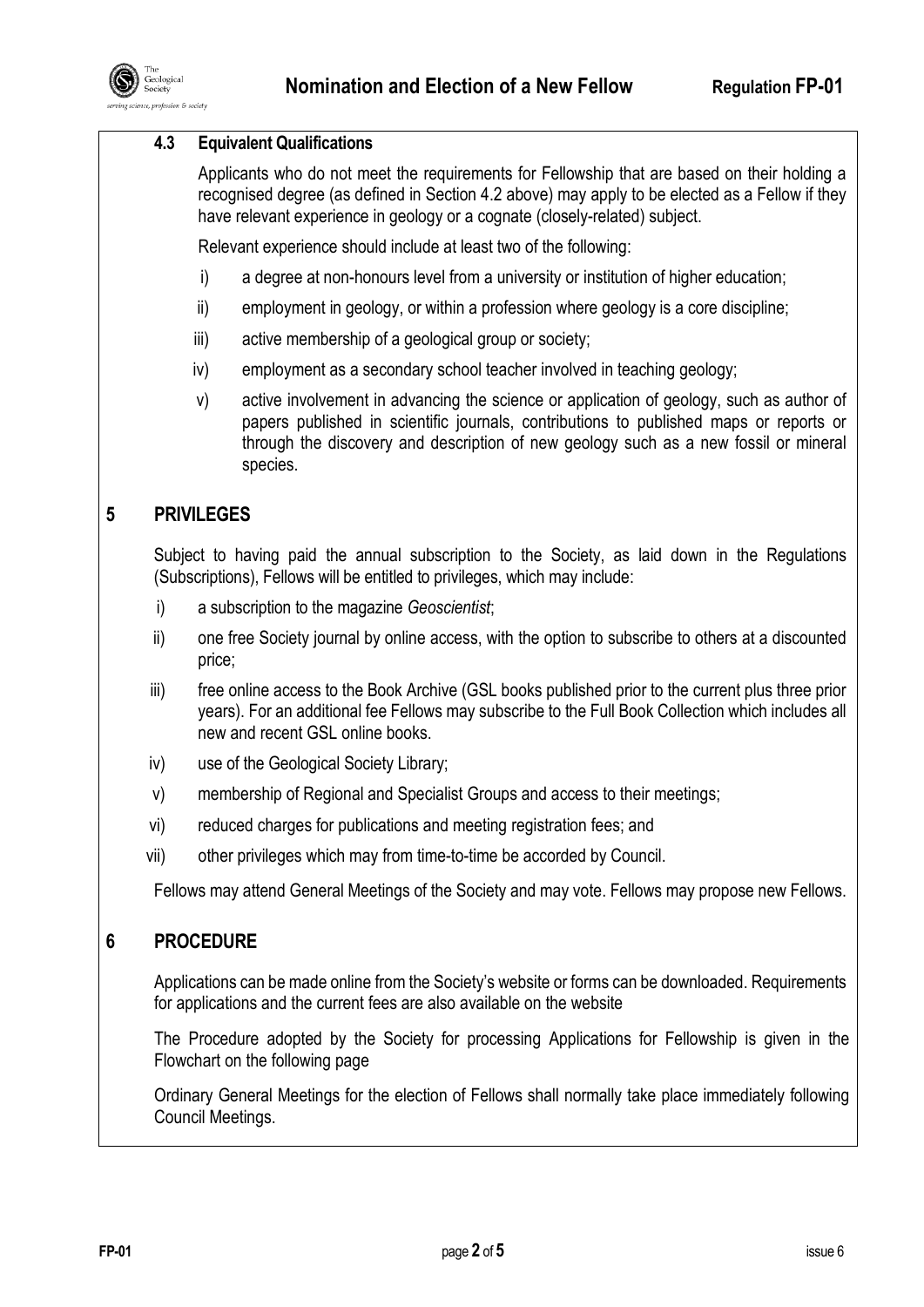### 4.3 Equivalent Qualifications

Applicants who do not meet the requirements for Fellowship that are based on their holding a recognised degree (as defined in Section 4.2 above) may apply to be elected as a Fellow if they have relevant experience in geology or a cognate (closely-related) subject.

Relevant experience should include at least two of the following:

i) a degree at non-honours level from a university or institution of higher education;

ii) employment in geology, or within a profession where geology is a core discipline;

iii) active membership of a geological group or society;

iv) employment as a secondary school teacher involved in teaching geology;

v) active involvement in advancing the science or application of geology, such as author of papers published in scientific journals, contributions to published maps or reports or through the discovery and description of new geology such as a new fossil or mineral species.

## 5 PRIVILEGES

Subject to having paid the annual subscription to the Society, as laid down in the Regulations (Subscriptions), Fellows will be entitled to privileges, which may include:

i) a subscription to the magazine *Geoscientist*;

ii) one free Society journal by online access, with the option to subscribe to others at a discounted price;

iii) free online access to the Book Archive (GSL books published prior to the current plus three prior years). For an additional fee Fellows may subscribe to the Full Book Collection which includes all new and recent GSL online books.

iv) use of the Geological Society Library;

v) membership of Regional and Specialist Groups and access to their meetings;

vi) reduced charges for publications and meeting registration fees; and

vii) other privileges which may from time-to-time be accorded by Council.

Fellows may attend General Meetings of the Society and may vote. Fellows may propose new Fellows.

## 6 PROCEDURE

Applications can be made online from the Society's website or forms can be downloaded. Requirements for applications and the current fees are also available on the website

The Procedure adopted by the Society for processing Applications for Fellowship is given in the Flowchart on the following page

Ordinary General Meetings for the election of Fellows shall normally take place immediately following Council Meetings.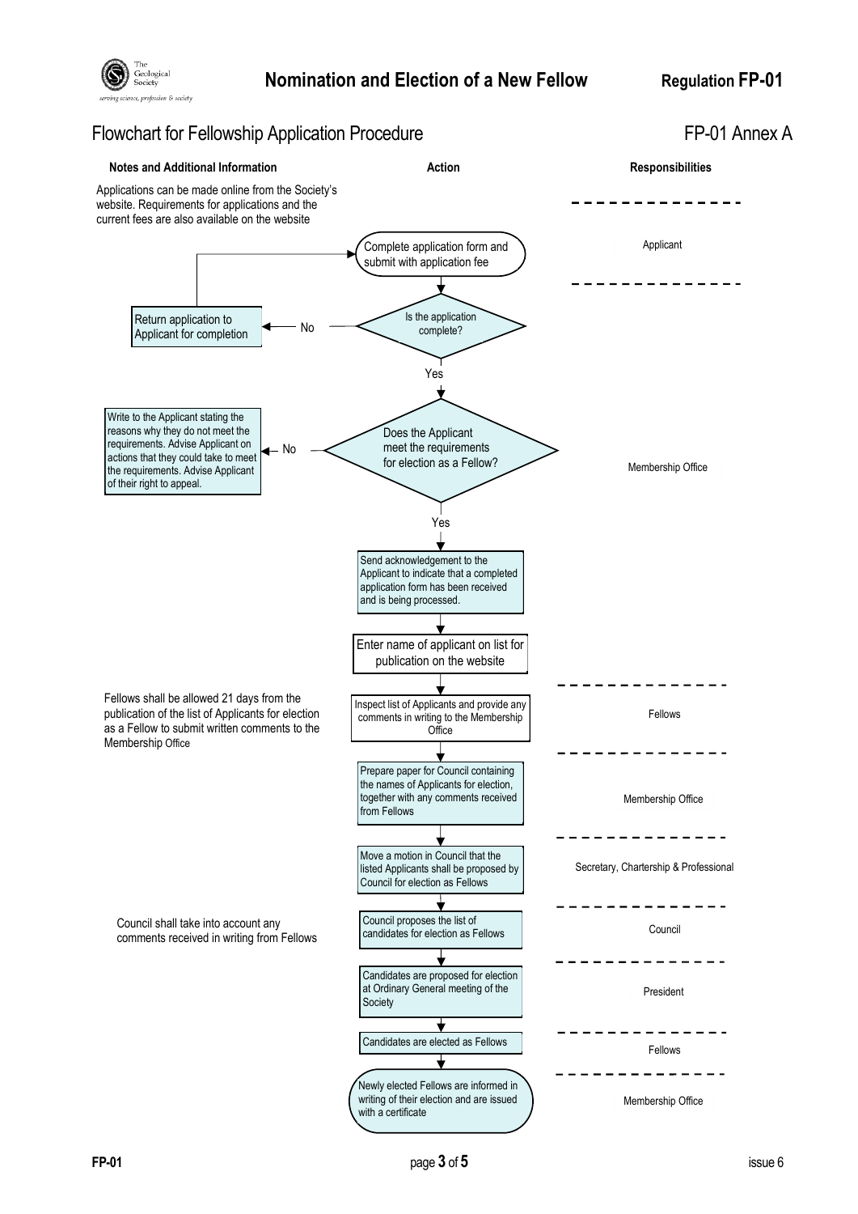## Flowchart for Fellowship Application Procedure

FP-01 Annex A

**Notes and Additional Information**

**Action**

**Responsibilities**

Applications can be made online from the Society's website. Requirements for applications and the current fees are also available on the website

Complete application form and submit with application fee

Applicant

Is the application complete?

No

Return application to Applicant for completion

Yes

Does the Applicant meet the requirements for election as a Fellow?

No

Write to the Applicant stating the reasons why they do not meet the requirements. Advise Applicant on actions that they could take to meet the requirements. Advise Applicant of their right to appeal.

Membership Office

Yes

Send acknowledgement to the Applicant to indicate that a completed application form has been received and is being processed.

Enter name of applicant on list for publication on the website

Fellows shall be allowed 21 days from the publication of the list of Applicants for election as a Fellow to submit written comments to the Membership Office

Inspect list of Applicants and provide any comments in writing to the Membership Office

Fellows

Prepare paper for Council containing the names of Applicants for election, together with any comments received from Fellows

Membership Office

Move a motion in Council that the listed Applicants shall be proposed by Council for election as Fellows

Secretary, Chartership & Professional

Council shall take into account any comments received in writing from Fellows

Council proposes the list of candidates for election as Fellows

Council

Candidates are proposed for election at Ordinary General meeting of the Society

President

Candidates are elected as Fellows

Fellows

Newly elected Fellows are informed in writing of their election and are issued with a certificate

Membership Office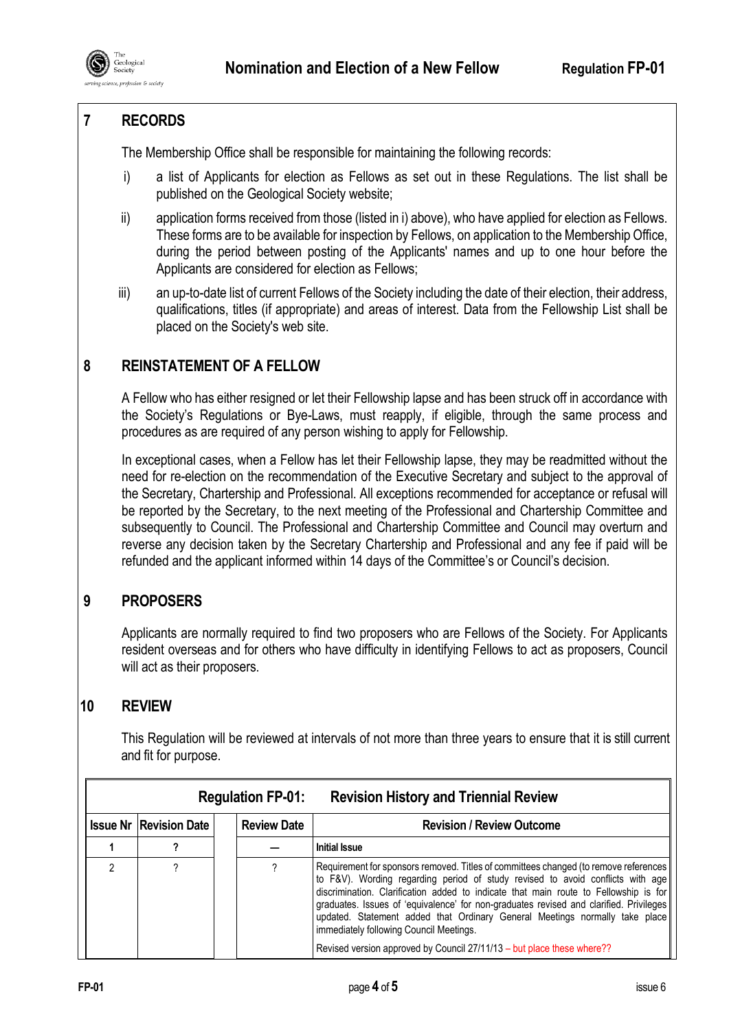## 7 RECORDS

The Membership Office shall be responsible for maintaining the following records:

i) a list of Applicants for election as Fellows as set out in these Regulations. The list shall be published on the Geological Society website;

ii) application forms received from those (listed in i) above), who have applied for election as Fellows. These forms are to be available for inspection by Fellows, on application to the Membership Office, during the period between posting of the Applicants' names and up to one hour before the Applicants are considered for election as Fellows;

iii) an up-to-date list of current Fellows of the Society including the date of their election, their address, qualifications, titles (if appropriate) and areas of interest. Data from the Fellowship List shall be placed on the Society's web site.

## 8 REINSTATEMENT OF A FELLOW

A Fellow who has either resigned or let their Fellowship lapse and has been struck off in accordance with the Society's Regulations or Bye-Laws, must reapply, if eligible, through the same process and procedures as are required of any person wishing to apply for Fellowship.

In exceptional cases, when a Fellow has let their Fellowship lapse, they may be readmitted without the need for re-election on the recommendation of the Executive Secretary and subject to the approval of the Secretary, Chartership and Professional. All exceptions recommended for acceptance or refusal will be reported by the Secretary, to the next meeting of the Professional and Chartership Committee and subsequently to Council. The Professional and Chartership Committee and Council may overturn and reverse any decision taken by the Secretary Chartership and Professional and any fee if paid will be refunded and the applicant informed within 14 days of the Committee's or Council's decision.

## 9 PROPOSERS

Applicants are normally required to find two proposers who are Fellows of the Society. For Applicants resident overseas and for others who have difficulty in identifying Fellows to act as proposers, Council will act as their proposers.

## 10 REVIEW

This Regulation will be reviewed at intervals of not more than three years to ensure that it is still current and fit for purpose.

**Regulation FP-01: Revision History and Triennial Review**

| Issue Nr | Revision Date | | Review Date | Revision / Review Outcome |
|---|---|---|---|---|
| 1 | ? | | — | **Initial Issue** |
| 2 | ? | | ? | Requirement for sponsors removed. Titles of committees changed (to remove references to F&V). Wording regarding period of study revised to avoid conflicts with age discrimination. Clarification added to indicate that main route to Fellowship is for graduates. Issues of 'equivalence' for non-graduates revised and clarified. Privileges updated. Statement added that Ordinary General Meetings normally take place immediately following Council Meetings.<br>Revised version approved by Council 27/11/13 – but place these where?? |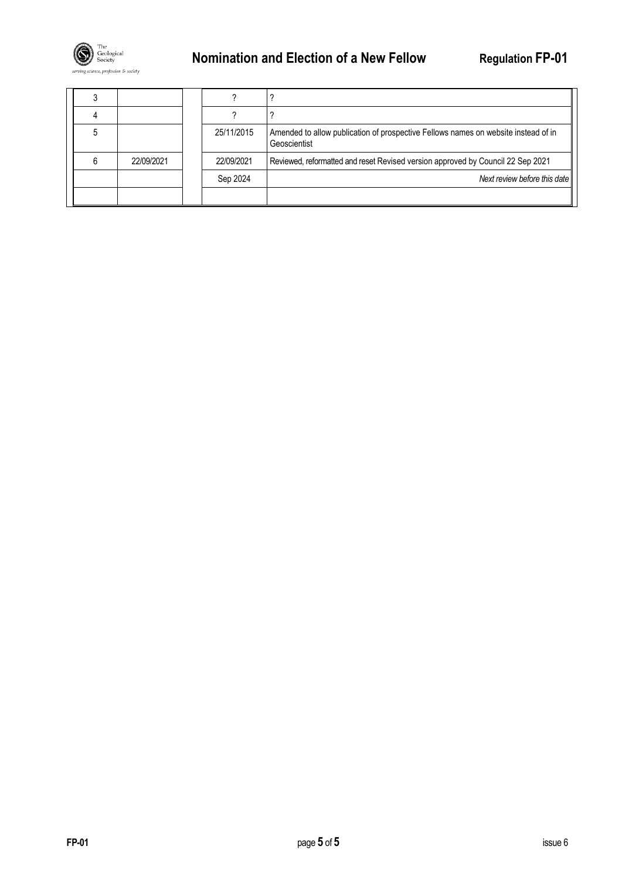| | | | | |
|---|---|---|---|---|
| 3 | | | ? | ? |
| 4 | | | ? | ? |
| 5 | | | 25/11/2015 | Amended to allow publication of prospective Fellows names on website instead of in Geoscientist |
| 6 | 22/09/2021 | | 22/09/2021 | Reviewed, reformatted and reset Revised version approved by Council 22 Sep 2021 |
| | | | Sep 2024 | *Next review before this date* |
| | | | | |